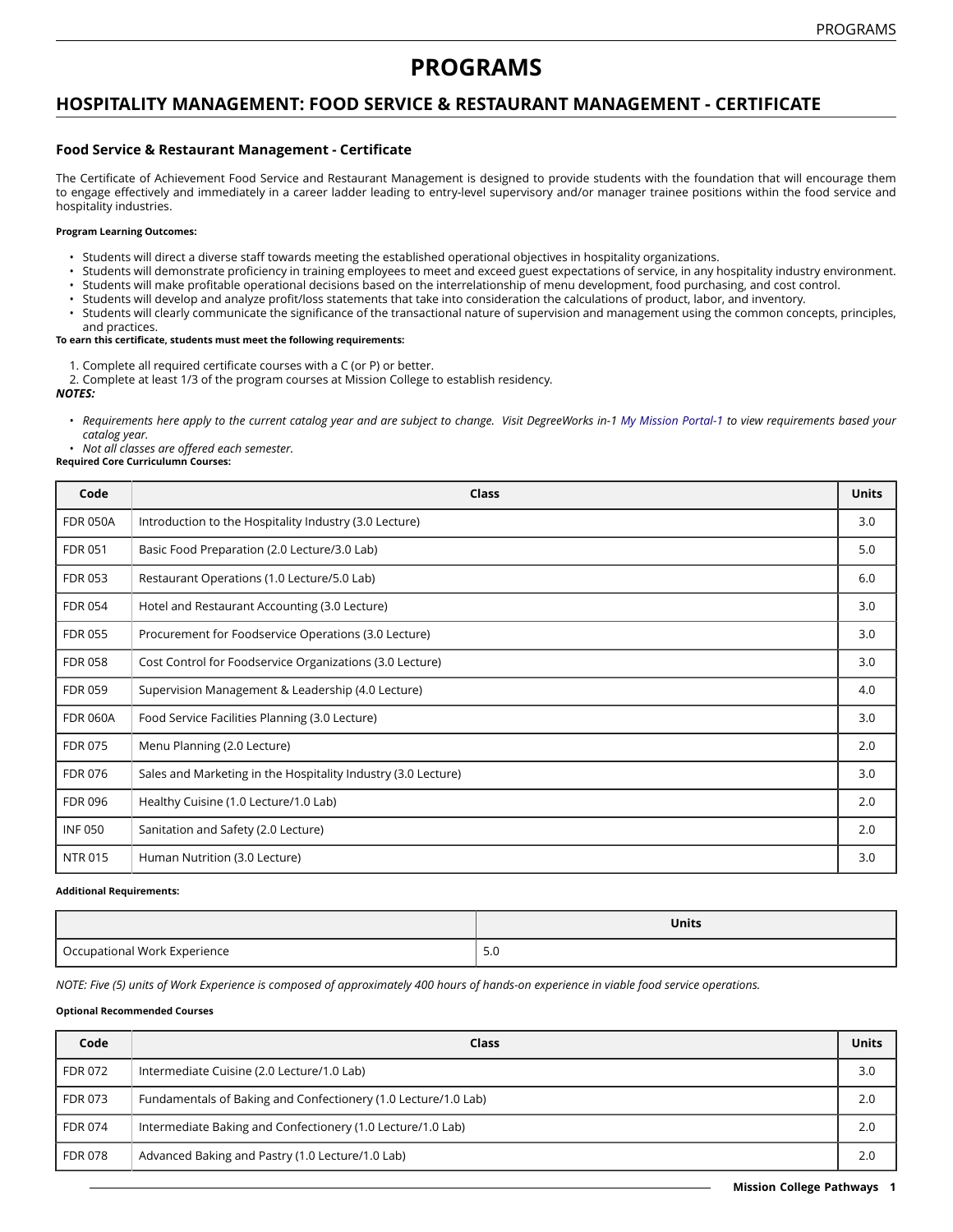# PROGRAMS

## HOSPITALITY MANAGEMENT: FOOD SERVICE & RESTAURANT MANAGEMENT - CERTIFICATE

### Food Service & Restaurant Management - Certificate

The Certificate of Achievement Food Service and Restaurant Management is designed to provide students with the foundation that will encourage them to engage effectively and immediately in a career ladder leading to entry-level supervisory and/or manager trainee positions within the food service and hospitality industries.

**Program Learning Outcomes:**

- Students will direct a diverse staff towards meeting the established operational objectives in hospitality organizations.
- Students will demonstrate proficiency in training employees to meet and exceed guest expectations of service, in any hospitality industry environment.
- Students will make profitable operational decisions based on the interrelationship of menu development, food purchasing, and cost control.
- Students will develop and analyze profit/loss statements that take into consideration the calculations of product, labor, and inventory.
- Students will clearly communicate the significance of the transactional nature of supervision and management using the common concepts, principles, and practices.

**To earn this certificate, students must meet the following requirements:**

1. Complete all required certificate courses with a C (or P) or better.
2. Complete at least 1/3 of the program courses at Mission College to establish residency.

***NOTES:***

- *Requirements here apply to the current catalog year and are subject to change. Visit DegreeWorks in-1 My Mission Portal-1 to view requirements based your catalog year.*
- *Not all classes are offered each semester.*

**Required Core Curriculumn Courses:**

| Code | Class | Units |
|---|---|---|
| FDR 050A | Introduction to the Hospitality Industry (3.0 Lecture) | 3.0 |
| FDR 051 | Basic Food Preparation (2.0 Lecture/3.0 Lab) | 5.0 |
| FDR 053 | Restaurant Operations (1.0 Lecture/5.0 Lab) | 6.0 |
| FDR 054 | Hotel and Restaurant Accounting (3.0 Lecture) | 3.0 |
| FDR 055 | Procurement for Foodservice Operations (3.0 Lecture) | 3.0 |
| FDR 058 | Cost Control for Foodservice Organizations (3.0 Lecture) | 3.0 |
| FDR 059 | Supervision Management & Leadership (4.0 Lecture) | 4.0 |
| FDR 060A | Food Service Facilities Planning (3.0 Lecture) | 3.0 |
| FDR 075 | Menu Planning (2.0 Lecture) | 2.0 |
| FDR 076 | Sales and Marketing in the Hospitality Industry (3.0 Lecture) | 3.0 |
| FDR 096 | Healthy Cuisine (1.0 Lecture/1.0 Lab) | 2.0 |
| INF 050 | Sanitation and Safety (2.0 Lecture) | 2.0 |
| NTR 015 | Human Nutrition (3.0 Lecture) | 3.0 |

**Additional Requirements:**

| | Units |
|---|---|
| Occupational Work Experience | 5.0 |

*NOTE: Five (5) units of Work Experience is composed of approximately 400 hours of hands-on experience in viable food service operations.*

**Optional Recommended Courses**

| Code | Class | Units |
|---|---|---|
| FDR 072 | Intermediate Cuisine (2.0 Lecture/1.0 Lab) | 3.0 |
| FDR 073 | Fundamentals of Baking and Confectionery (1.0 Lecture/1.0 Lab) | 2.0 |
| FDR 074 | Intermediate Baking and Confectionery (1.0 Lecture/1.0 Lab) | 2.0 |
| FDR 078 | Advanced Baking and Pastry (1.0 Lecture/1.0 Lab) | 2.0 |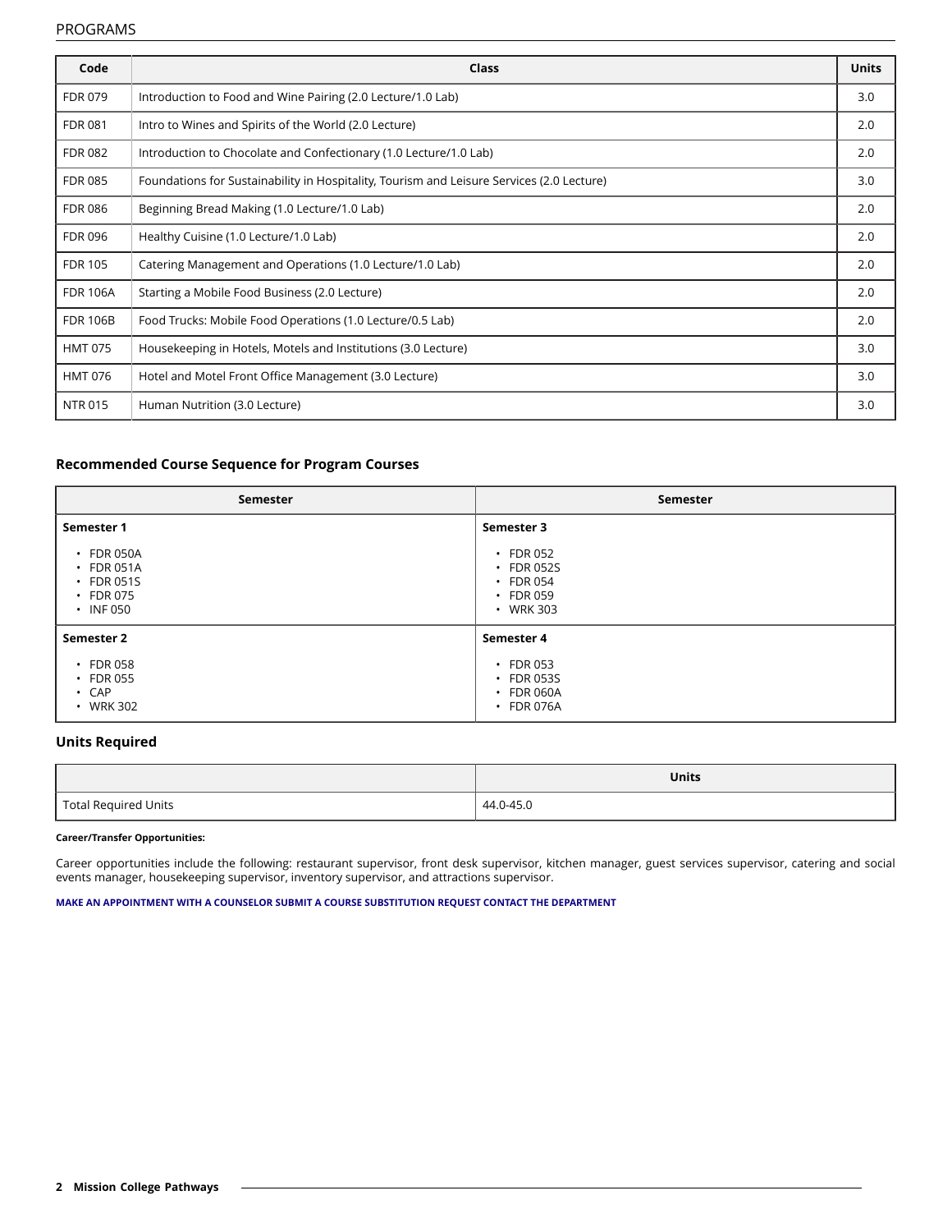| Code | Class | Units |
|---|---|---|
| FDR 079 | Introduction to Food and Wine Pairing (2.0 Lecture/1.0 Lab) | 3.0 |
| FDR 081 | Intro to Wines and Spirits of the World (2.0 Lecture) | 2.0 |
| FDR 082 | Introduction to Chocolate and Confectionary (1.0 Lecture/1.0 Lab) | 2.0 |
| FDR 085 | Foundations for Sustainability in Hospitality, Tourism and Leisure Services (2.0 Lecture) | 3.0 |
| FDR 086 | Beginning Bread Making (1.0 Lecture/1.0 Lab) | 2.0 |
| FDR 096 | Healthy Cuisine (1.0 Lecture/1.0 Lab) | 2.0 |
| FDR 105 | Catering Management and Operations (1.0 Lecture/1.0 Lab) | 2.0 |
| FDR 106A | Starting a Mobile Food Business (2.0 Lecture) | 2.0 |
| FDR 106B | Food Trucks: Mobile Food Operations (1.0 Lecture/0.5 Lab) | 2.0 |
| HMT 075 | Housekeeping in Hotels, Motels and Institutions (3.0 Lecture) | 3.0 |
| HMT 076 | Hotel and Motel Front Office Management (3.0 Lecture) | 3.0 |
| NTR 015 | Human Nutrition (3.0 Lecture) | 3.0 |

### Recommended Course Sequence for Program Courses

| Semester | Semester |
|---|---|
| **Semester 1**<br>• FDR 050A<br>• FDR 051A<br>• FDR 051S<br>• FDR 075<br>• INF 050 | **Semester 3**<br>• FDR 052<br>• FDR 052S<br>• FDR 054<br>• FDR 059<br>• WRK 303 |
| **Semester 2**<br>• FDR 058<br>• FDR 055<br>• CAP<br>• WRK 302 | **Semester 4**<br>• FDR 053<br>• FDR 053S<br>• FDR 060A<br>• FDR 076A |

### Units Required

| | Units |
|---|---|
| Total Required Units | 44.0-45.0 |

**Career/Transfer Opportunities:**

Career opportunities include the following: restaurant supervisor, front desk supervisor, kitchen manager, guest services supervisor, catering and social events manager, housekeeping supervisor, inventory supervisor, and attractions supervisor.

**MAKE AN APPOINTMENT WITH A COUNSELOR SUBMIT A COURSE SUBSTITUTION REQUEST CONTACT THE DEPARTMENT**